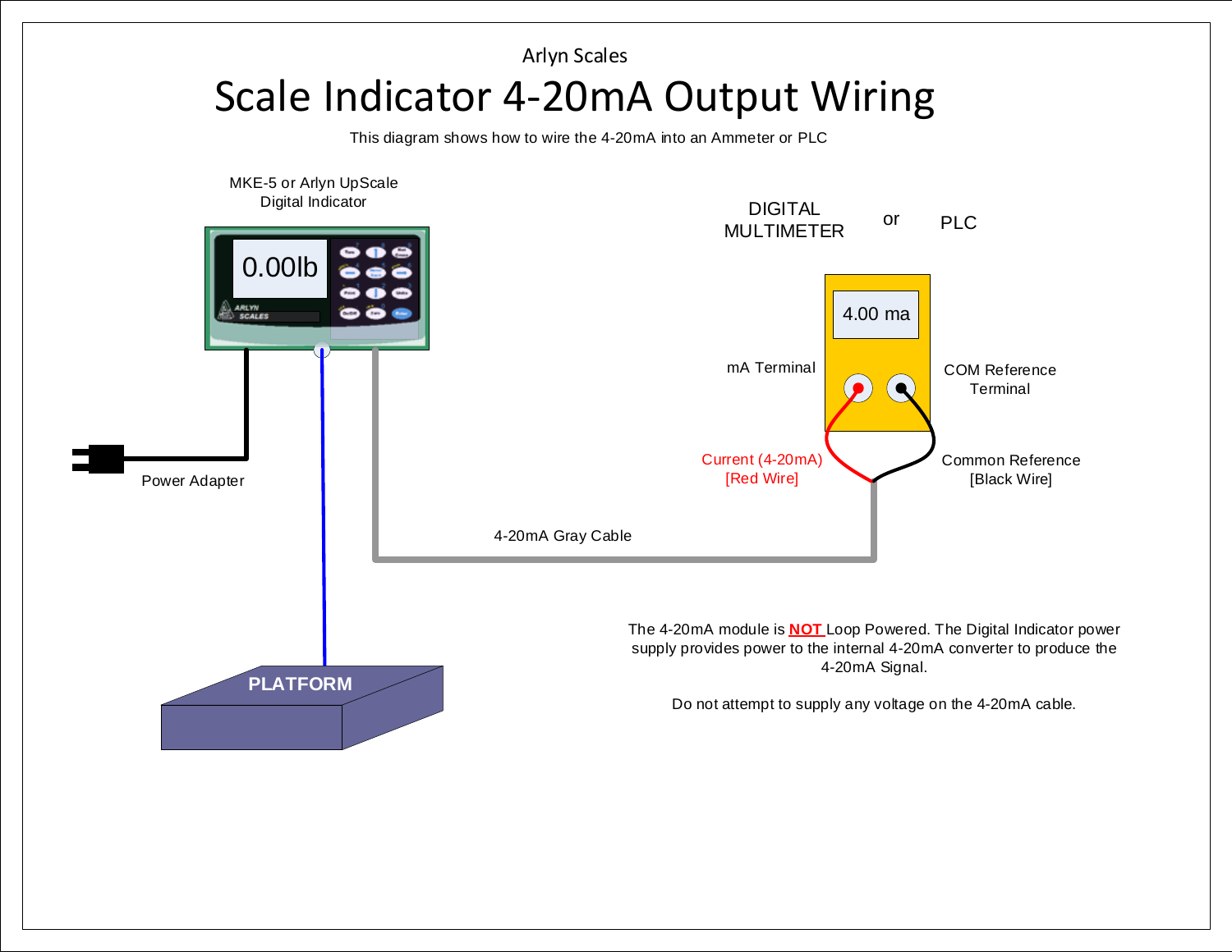Arlyn Scales

# Scale Indicator 4-20mA Output Wiring

This diagram shows how to wire the 4-20mA into an Ammeter or PLC

MKE-5 or Arlyn UpScale
Digital Indicator

0.00lb

DIGITAL MULTIMETER or PLC

4.00 ma

mA Terminal

COM Reference Terminal

Current (4-20mA)
[Red Wire]

Common Reference
[Black Wire]

Power Adapter

4-20mA Gray Cable

PLATFORM

The 4-20mA module is **NOT** Loop Powered. The Digital Indicator power supply provides power to the internal 4-20mA converter to produce the 4-20mA Signal.

Do not attempt to supply any voltage on the 4-20mA cable.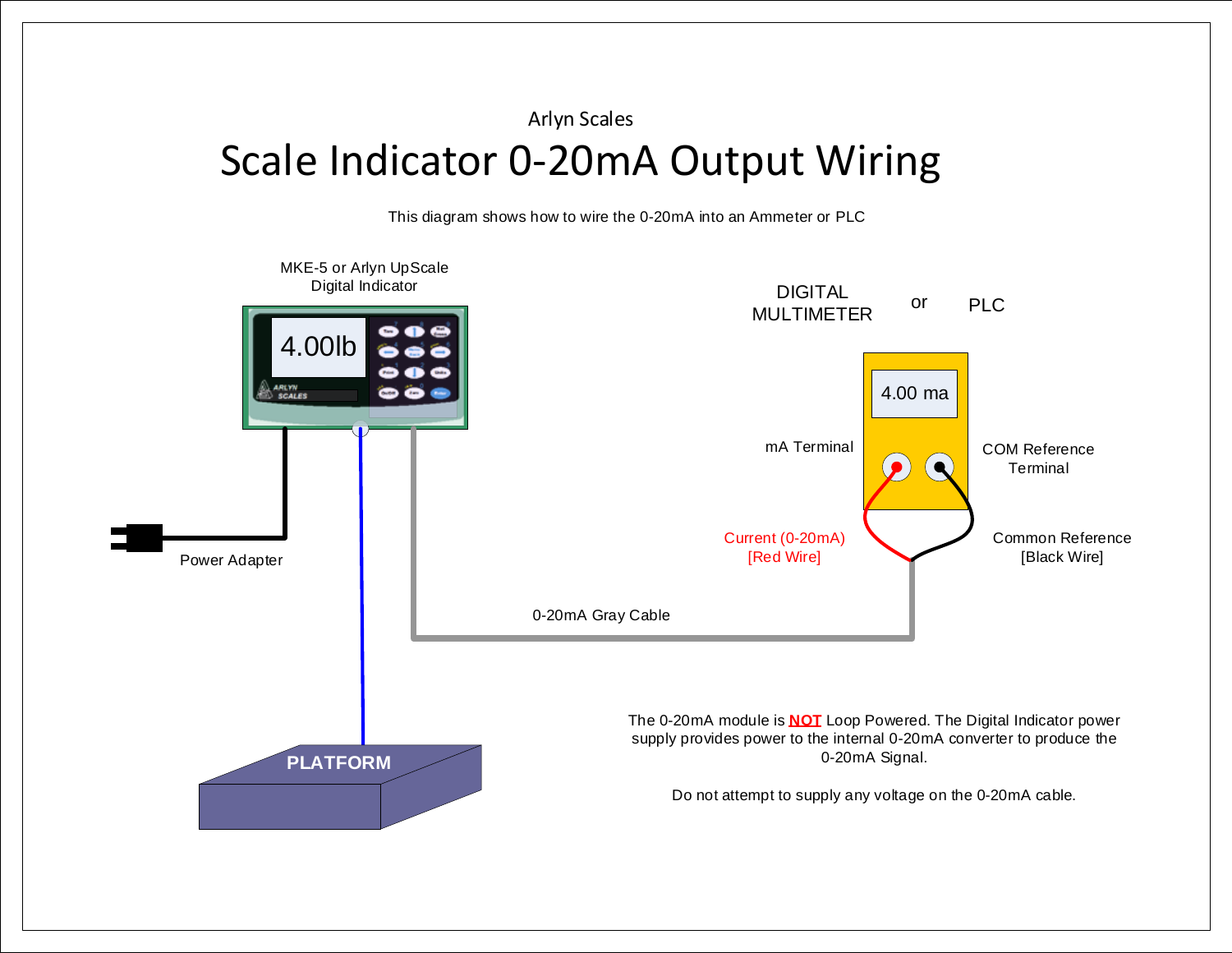Arlyn Scales

# Scale Indicator 0-20mA Output Wiring

This diagram shows how to wire the 0-20mA into an Ammeter or PLC

MKE-5 or Arlyn UpScale Digital Indicator

4.00lb

DIGITAL MULTIMETER or PLC

4.00 ma

mA Terminal

COM Reference Terminal

Power Adapter

Current (0-20mA) [Red Wire]

Common Reference [Black Wire]

0-20mA Gray Cable

PLATFORM

The 0-20mA module is **NOT** Loop Powered. The Digital Indicator power supply provides power to the internal 0-20mA converter to produce the 0-20mA Signal.

Do not attempt to supply any voltage on the 0-20mA cable.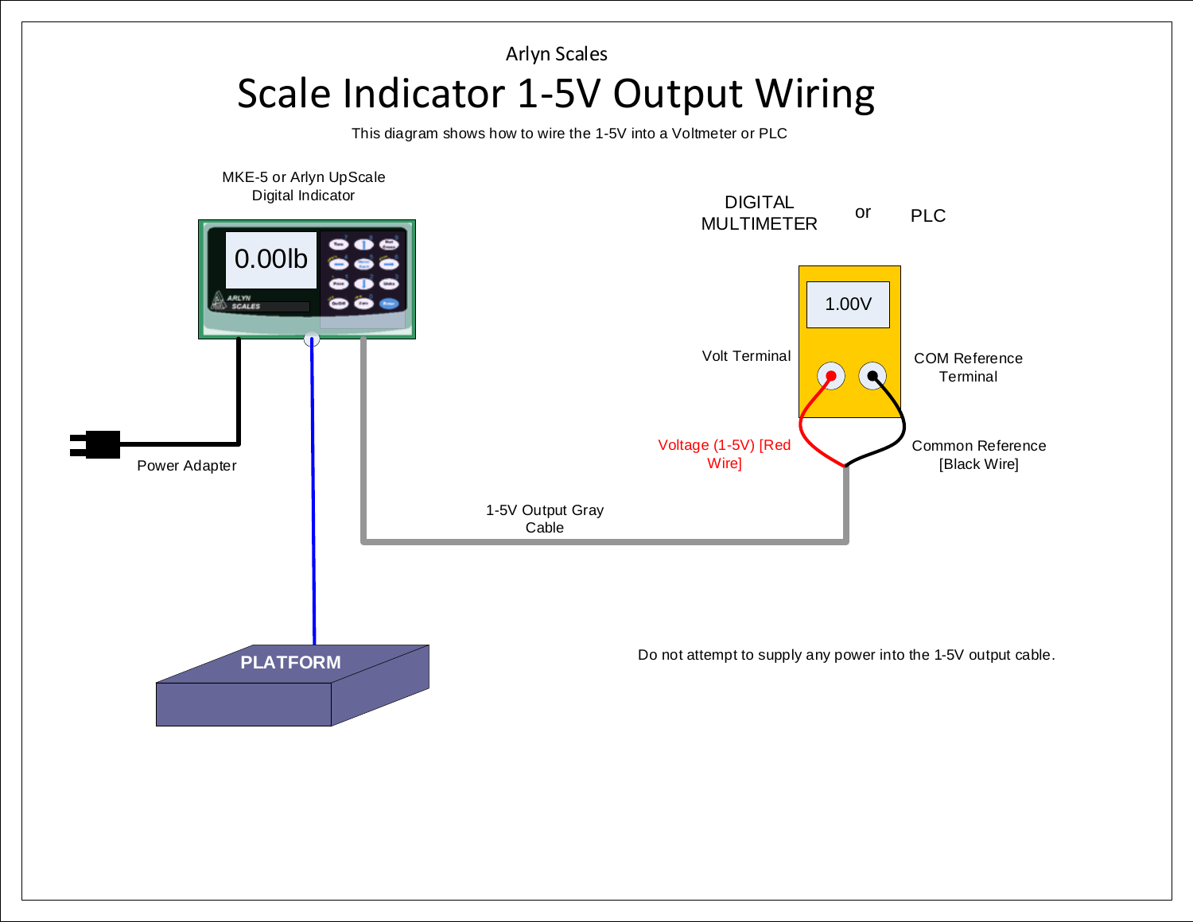Arlyn Scales

# Scale Indicator 1-5V Output Wiring

This diagram shows how to wire the 1-5V into a Voltmeter or PLC

MKE-5 or Arlyn UpScale Digital Indicator

0.00lb

DIGITAL MULTIMETER or PLC

1.00V

Volt Terminal

COM Reference Terminal

Power Adapter

Voltage (1-5V) [Red Wire]

Common Reference [Black Wire]

1-5V Output Gray Cable

PLATFORM

Do not attempt to supply any power into the 1-5V output cable.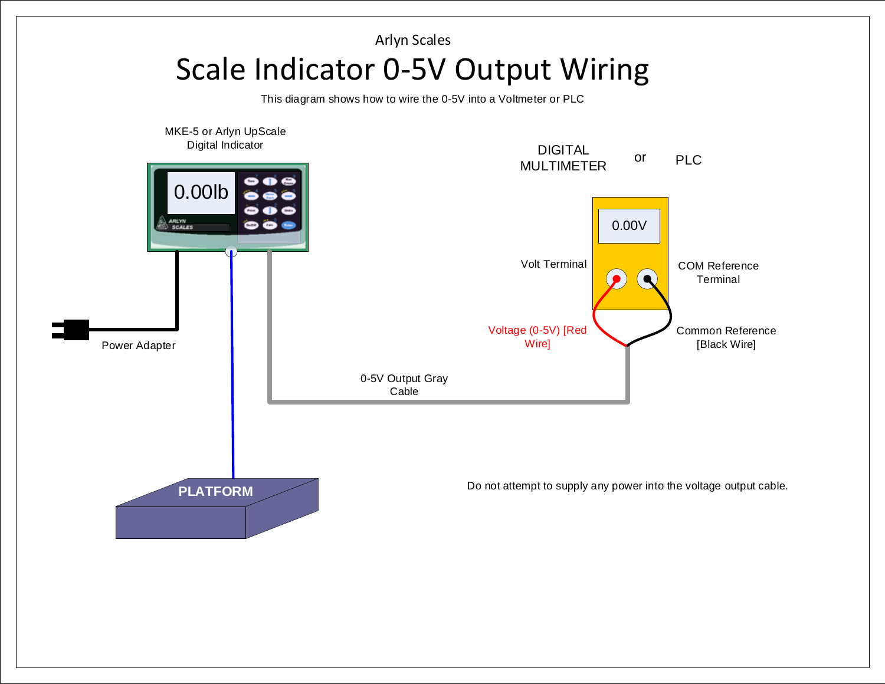Arlyn Scales

# Scale Indicator 0-5V Output Wiring

This diagram shows how to wire the 0-5V into a Voltmeter or PLC

MKE-5 or Arlyn UpScale Digital Indicator

0.00lb

Power Adapter

PLATFORM

DIGITAL MULTIMETER or PLC

0.00V

Volt Terminal

COM Reference Terminal

Voltage (0-5V) [Red Wire]

Common Reference [Black Wire]

0-5V Output Gray Cable

Do not attempt to supply any power into the voltage output cable.